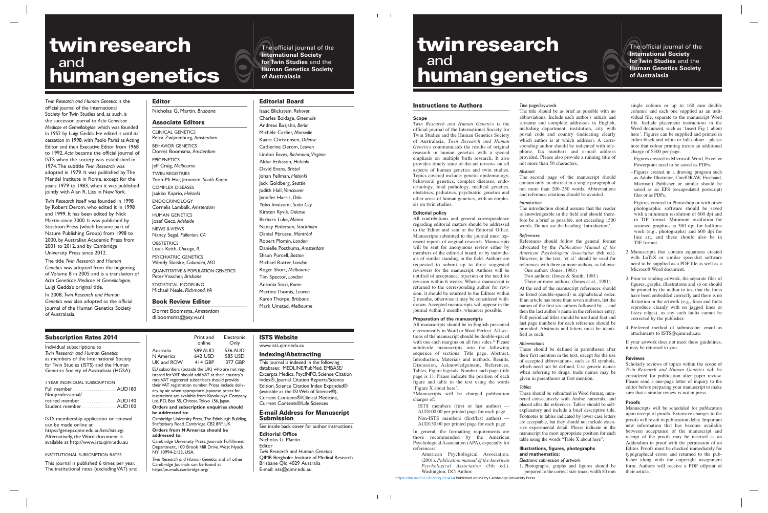# twin research and human genetics

The official journal of the **International Society for Twin Studies** and the **Human Genetics Society of Australasia**

*Twin Research and Human Genetics* is the official journal of the International Society for Twin Studies and, as such, is the successor journal to *Acta Geneticae Medicae et Gemellologiae*, which was founded in 1952 by Luigi Gedda. He edited it until its cessation in 1998, with Paolo Parisi as Acting Editor and then Executive Editor from 1968 to 1992. *Acta* became the official journal of ISTS when the society was established in 1974. The subtitle *Twin Research* was adopted in 1979. It was published by The Mendel Institute in Rome, except for the years 1979 to 1983, when it was published jointly with Alan R. Liss in New York.

*Twin Research* itself was founded in 1998 by Robert Derom, who edited it in 1998 and 1999. It has been edited by Nick Martin since 2000. It was published by Stockton Press (which became part of Nature Publishing Group) from 1998 to 2000, by Australian Academic Press from 2001 to 2012, and by Cambridge University Press since 2012.

The title *Twin Research and Human Genetics* was adopted from the beginning of Volume 8 in 2005 and is a translation of *Acta Geneticae Medicae et Gemellologiae*, Luigi Gedda's original title.

In 2008, *Twin Research and Human Genetics* was also adopted as the official journal of the Human Genetics Society of Australasia.

## Editor

Nicholas G. Martin, *Brisbane*

## Associate Editors

CLINICAL GENETICS
Petra Zwijnenburg, *Amsterdam*

BEHAVIOR GENETICS
Dorret Boomsma, *Amsterdam*

EPIGENETICS
Jeff Craig, *Melbourne*

TWIN REGISTRIES
Yoon-Mi Hur, Jeonnam, *South Korea*

COMPLEX DISEASES
Jaakko Kaprio, *Helsinki*

ENDOCRINOLOGY
Cornelis Lambalk, *Amsterdam*

HUMAN GENETICS
Jozef Gecz, *Adelaide*

NEWS & VIEWS
Nancy Segal, *Fullerton, CA*

OBSTETRICS
Louis Keith, *Chicago, IL*

PSYCHIATRIC GENETICS
Wendy Slutske, *Columbia, MO*

QUANTITATIVE & POPULATION GENETICS
Peter Visscher, *Brisbane*

STATISTICAL MODELING
Michael Neale, *Richmond, VA*

## Book Review Editor

Dorret Boomsma, *Amsterdam*
di.boomsma@psy.vu.nl

## Editorial Board

Isaac Blickstein, *Rehovot*
Charles Boklage, *Greenville*
Andreas Busjahn, *Berlin*
Michèle Carlier, *Marseille*
Kaare Christensen, *Odense*
Catherine Derom, *Leuven*
Lindon Eaves, *Richmond, Virginia*
Aldur Eriksson, *Helsinki*
David Evans, *Bristol*
Johan Fellman, *Helsinki*
Jack Goldberg, *Seattle*
Judith Hall, *Vancouver*
Jennifer Harris, *Oslo*
Yoko Imaizumi, *Suita City*
Kirsten Kyvik, *Odense*
Barbara Luke, *Miami*
Nancy Pedersen, *Stockholm*
Daniel Pérusse, *Montréal*
Robert Plomin, *London*
Danielle Posthuma, *Amsterdam*
Shaun Purcell, *Boston*
Michael Rutter, *London*
Roger Short, *Melbourne*
Tim Spector, *London*
Antonia Stazi, *Rome*
Martine Thomis, *Leuven*
Karen Thorpe, *Brisbane*
Mark Umstad, *Melbourne*

## Subscription Rates 2014

Individual subscriptions to *Twin Research and Human Genetics* as members of the International Society for Twin Studies (ISTS) and the Human Genetics Society of Australasia (HGSA):

1 YEAR INDIVIDUAL SUBSCRIPTION

Full member .................... AUD180
Nonprofessional/
retired member.................. AUD140
Student member.................. AUD100

ISTS membership application or renewal can be made online at https://genepi.qimr.edu.au/ists/ists.cgi Alternatively, the Word document is available at http://www.ists.qimr.edu.au

INSTITUTIONAL SUBSCRIPTION RATES

This journal is published 6 times per year. The institutional rates (excluding VAT) are:

| | Print and online | Electronic Only |
|---|---|---|
| Australia | 589 AUD | 536 AUD |
| N America | 642 USD | 585 USD |
| UK and ROW | 414 GBP | 377 GBP |

EU subscribers (outside the UK) who are not registered for VAT should add VAT at their country's rate. VAT registered subscribers should provide their VAT registration number. Prices include delivery by air when appropriate. Japanese prices for institutions are available from Kinokuniya Company Ltd, P.O. Box 55, Chitose, Tokyo 156, Japan.

**Orders and subscription enquiries should be addressed to:**

Cambridge University Press, The Edinburgh Building, Shaftesbury Road, Cambridge CB2 8RY, UK

**Orders from N America should be addressed to:**

Cambridge University Press, Journals Fulfillment Department, 100 Brook Hill Drive, West Nyack, NY 10994-2133, USA

*Twin Research and Human Genetics* and all other Cambridge Journals can be found at http://journals.cambridge.org/

## ISTS Website

www.ists.qimr.edu.au

## Indexing/Abstracting

This journal is indexed in the following databases: MEDLINE/PubMed, EMBASE/Excerpta Medica, PsycINFO, Science Citation Index®, Journal Citation Reports/Science Edition, Science Citation Index Expanded® (available as the ISI Web of Science®), Current Contents®/Clinical Medicine, Current Contents®/Life Sciences

## E-mail Address for Manuscript Submission

See inside back cover for author instructions.

**Editorial Office**
Nicholas G. Martin
Editor
*Twin Research and Human Genetics*
QIMR Berghofer Institute of Medical Research
Brisbane Qld 4029 Australia
E-mail: ists@qimr.edu.au

# twin research and human genetics

The official journal of the **International Society for Twin Studies** and the **Human Genetics Society of Australasia**

## Instructions to Authors

### Scope

*Twin Research and Human Genetics* is the official journal of the International Society for Twin Studies and the Human Genetics Society of Australasia. *Twin Research and Human Genetics* communicates the results of original research in human genetics with a special emphasis on multiple birth research. It also provides timely state-of-the-art reviews on all aspects of human genetics and twin studies. Topics covered include: genetic epidemiology, behavioral genetics, complex diseases, endocrinology, fetal pathology, medical genetics, obstetrics, pediatrics, psychiatric genetics and other areas of human genetics, with an emphasis on twin studies.

### Editorial policy

All contributions and general correspondence regarding editorial matters should be addressed to the Editor and sent to the Editorial Office. Manuscripts submitted to the journal must represent reports of original research. Manuscripts will be sent for anonymous review either by members of the editorial board, or by individuals of similar standing in the field. Authors are requested to submit up to three suggested reviewers for the manuscript. Authors will be notified of acceptance, rejection or the need for revision within 6 weeks. When a manuscript is returned to the corresponding author for revision, it should be returned to the Editors within 2 months, otherwise it may be considered withdrawn. Accepted manuscripts will appear in the journal within 3 months, whenever possible.

### Preparation of the manuscripts

All manuscripts should be in English presented electronically in Word or Word Perfect. All sections of the manuscript should be double-spaced with one-inch margins on all four sides.* Please subdivide manuscripts into the following sequence of sections: Title page, Abstract, Introduction, Materials and methods, Results, Discussion, Acknowledgement, References, Tables, Figure legends. Number each page (title page is 1). Please indicate the position of each figure and table in the text using the words 'Figure X about here'.

*Manuscripts will be charged publication charges of:

ISTS members (first or last author) — AUD100.00 per printed page for each page

Non-ISTS members (first/last author) — AUD150.00 per printed page for each page

In general, the formatting requirements are those recommended by the American Psychological Association (APA), especially for references:

American Psychological Association. (2001). *Publication manual of the American Psychological Association* (5th ed.). Washington, DC: Author.

*Title page/keywords*

The title should be as brief as possible with no abbreviations. Include each author's initials and surname and complete addresses in English, including department, institution, city with postal code and country (indicating clearly which author is at which address). A corresponding author should be indicated with telephone, fax numbers and e-mail address provided. Please also provide a running title of not more than 50 characters.

*Abstract*

The second page of the manuscript should contain only an abstract in a single paragraph of not more than 200–250 words. Abbreviations and reference citations should be avoided.

*Introduction*

The introduction should assume that the reader is knowledgeable in the field and should therefore be a brief as possible, not exceeding 1500 words. Do not use the heading 'Introduction'.

*References*

References should follow the general format advocated by the *Publication Manual of the American Psychological Association* (6th ed.). However, in the text, 'et al.' should be used for references with three or more authors, as follows:

One author: (Jones, 1981)
Two authors: (Jones & Smith, 1981)
Three or more authors: (Jones et al., 1981).

At the end of the manuscript references should be listed (double-spaced) in alphabetical order. If an article has more than seven authors, list the names of the first six authors followed by ... and then the last author's name in the reference entry. Full periodical titles should be used and first and last page numbers for each reference should be provided. Abstracts and letters must be identified as such.

*Abbreviations*

These should be defined in parentheses after their first mention in the text, except for the use of accepted abbreviations, such as SI symbols, which need not be defined. Use generic names when referring to drugs; trade names may be given in parentheses at first mention.

*Tables*

These should be submitted in Word format, numbered consecutively with Arabic numerals, and placed after the references. Tables should be self-explanatory and include a brief descriptive title. Footnotes to tables indicated by lower case letters are acceptable, but they should not include extensive experimental detail. Please indicate in the manuscript the most appropriate position for each table using the words "Table X about here".

### Illustrations, figures, photographs and mathematics:

*Electronic submission of artwork*

1. Photographs, graphs and figures should be prepared to the correct size (max. width 80 mm single column or up to 160 mm double column) and each one supplied as an individual file, separate to the manuscript Word file. Include placement instructions in the Word document, such as 'Insert Fig 1 about here'. Figures can be supplied and printed in either black and white or full colour – please note that colour printing incurs an additional charge of $300 per page.
   - Figures created in Microsoft Word, Excel or Powerpoint need to be saved as PDFs.
   - Figures created in a drawing program such as Adobe Illustrator, CorelDRAW, Freehand, Microsoft Publisher or similar should be saved as an EPS (encapsulated postscript) files or as PDFs.
   - Figures created in Photoshop or with other photographic software should be saved with a minimum resolution of 600 dpi and in TIF format. Minimum resolution for scanned graphics is 300 dpi for halftone work (e.g., photographs) and 600 dpi for line art, and these should also be in TIF format.
2. Manuscripts that contain equations created with LaTeX or similar specialist software need to be supplied as a PDF file as well as a Microsoft Word document.
3. Prior to sending artwork, the separate files of figures, graphs, illustrations and so on should be printed by the author to test that the fonts have been embedded correctly and there is no distortion in the artwork (e.g., lines and fonts reproduce cleanly with no jagged lines or fuzzy edges), as any such faults cannot be corrected by the publisher.
4. Preferred method of submission: email as attachments to ISTS@qimr.edu.au.

If your artwork does not meet these guidelines, it may be returned to you.

### Reviews

Scholarly reviews of topics within the scope of *Twin Research and Human Genetics* will be considered for publication after peer review. Please send a one-page letter of inquiry to the editor before preparing your manuscript to make sure that a similar review is not in press.

### Proofs

Manuscripts will be scheduled for publication upon receipt of proofs. Extensive changes to the proofs will result in publication delay. Important new information that has become available between acceptance of the manuscript and receipt of the proofs may be inserted as an Addendum in proof with the permission of an Editor. Proofs must be checked immediately for typographical errors and returned to the publisher along with the copyright assignment form. Authors will receive a PDF offprint of their article.

https://doi.org/10.1017/thg.2014.64 Published online by Cambridge University Press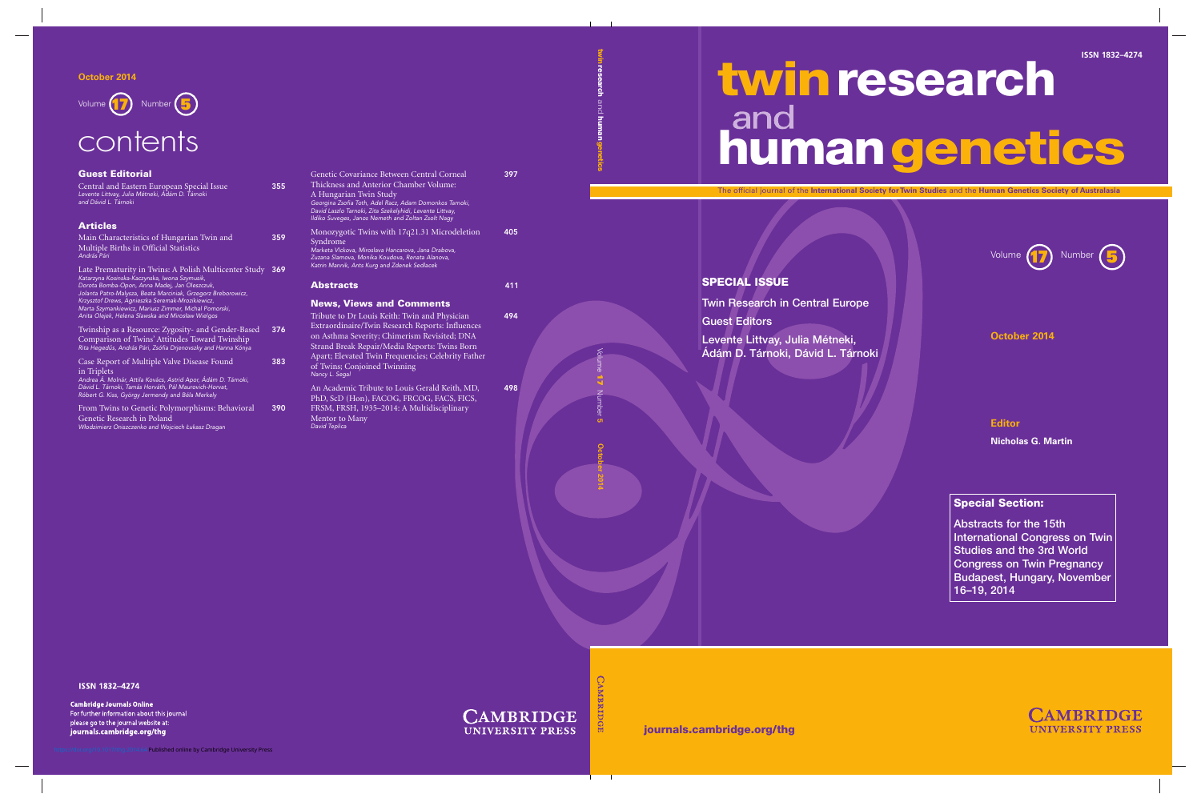October 2014

Volume 17 Number 5

# contents

### Guest Editorial

Central and Eastern European Special Issue — 355
*Levente Littvay, Julia Métneki, Ádám D. Tárnoki and Dávid L. Tárnoki*

### Articles

Main Characteristics of Hungarian Twin and Multiple Births in Official Statistics — 359
*András Pári*

Late Prematurity in Twins: A Polish Multicenter Study — 369
*Katarzyna Kosinska-Kaczynska, Iwona Szymusik, Dorota Bomba-Opon, Anna Madej, Jan Oleszczuk, Jolanta Patro-Malysza, Beata Marciniak, Grzegorz Breborowicz, Krzysztof Drews, Agnieszka Seremak-Mrozikiewicz, Marta Szymankiewicz, Mariusz Zimmer, Michal Pomorski, Anita Olejek, Helena Slawska and Miroslaw Wielgos*

Twinship as a Resource: Zygosity- and Gender-Based Comparison of Twins' Attitudes Toward Twinship — 376
*Rita Hegedűs, András Pári, Zsófia Drjenovszky and Hanna Kónya*

Case Report of Multiple Valve Disease Found in Triplets — 383
*Andrea Á. Molnár, Attila Kovács, Astrid Apor, Ádám D. Tárnoki, Dávid L. Tárnoki, Tamás Horváth, Pál Maurovich-Horvat, Róbert G. Kiss, György Jermendy and Béla Merkely*

From Twins to Genetic Polymorphisms: Behavioral Genetic Research in Poland — 390
*Włodzimierz Oniszczenko and Wojciech Łukasz Dragan*

Genetic Covariance Between Central Corneal Thickness and Anterior Chamber Volume: A Hungarian Twin Study — 397
*Georgina Zsofia Toth, Adel Racz, Adam Domonkos Tarnoki, David Laszlo Tarnoki, Zita Szekelyhidi, Levente Littvay, Ildiko Suveges, Janos Nemeth and Zoltan Zsolt Nagy*

Monozygotic Twins with 17q21.31 Microdeletion Syndrome — 405
*Marketa Vlckova, Miroslava Hancarova, Jana Drabova, Zuzana Slamova, Monika Koudova, Renata Alanova, Katrin Mannik, Ants Kurg and Zdenek Sedlacek*

### Abstracts — 411

### News, Views and Comments

Tribute to Dr Louis Keith: Twin and Physician Extraordinaire/Twin Research Reports: Influences on Asthma Severity; Chimerism Revisited; DNA Strand Break Repair/Media Reports: Twins Born Apart; Elevated Twin Frequencies; Celebrity Father of Twins; Conjoined Twinning — 494
*Nancy L. Segal*

An Academic Tribute to Louis Gerald Keith, MD, PhD, ScD (Hon), FACOG, FRCOG, FACS, FICS, FRSM, FRSH, 1935–2014: A Multidisciplinary Mentor to Many — 498
*David Teplica*

ISSN 1832–4274

**Cambridge Journals Online**
For further information about this journal please go to the journal website at:
**journals.cambridge.org/thg**

# twin research and human genetics

ISSN 1832–4274

The official journal of the International Society for Twin Studies and the Human Genetics Society of Australasia

Volume 17 Number 5

October 2014

**SPECIAL ISSUE**

Twin Research in Central Europe

Guest Editors

Levente Littvay, Julia Métneki, Ádám D. Tárnoki, Dávid L. Tárnoki

**Editor**

**Nicholas G. Martin**

**Special Section:**

Abstracts for the 15th International Congress on Twin Studies and the 3rd World Congress on Twin Pregnancy Budapest, Hungary, November 16–19, 2014

journals.cambridge.org/thg